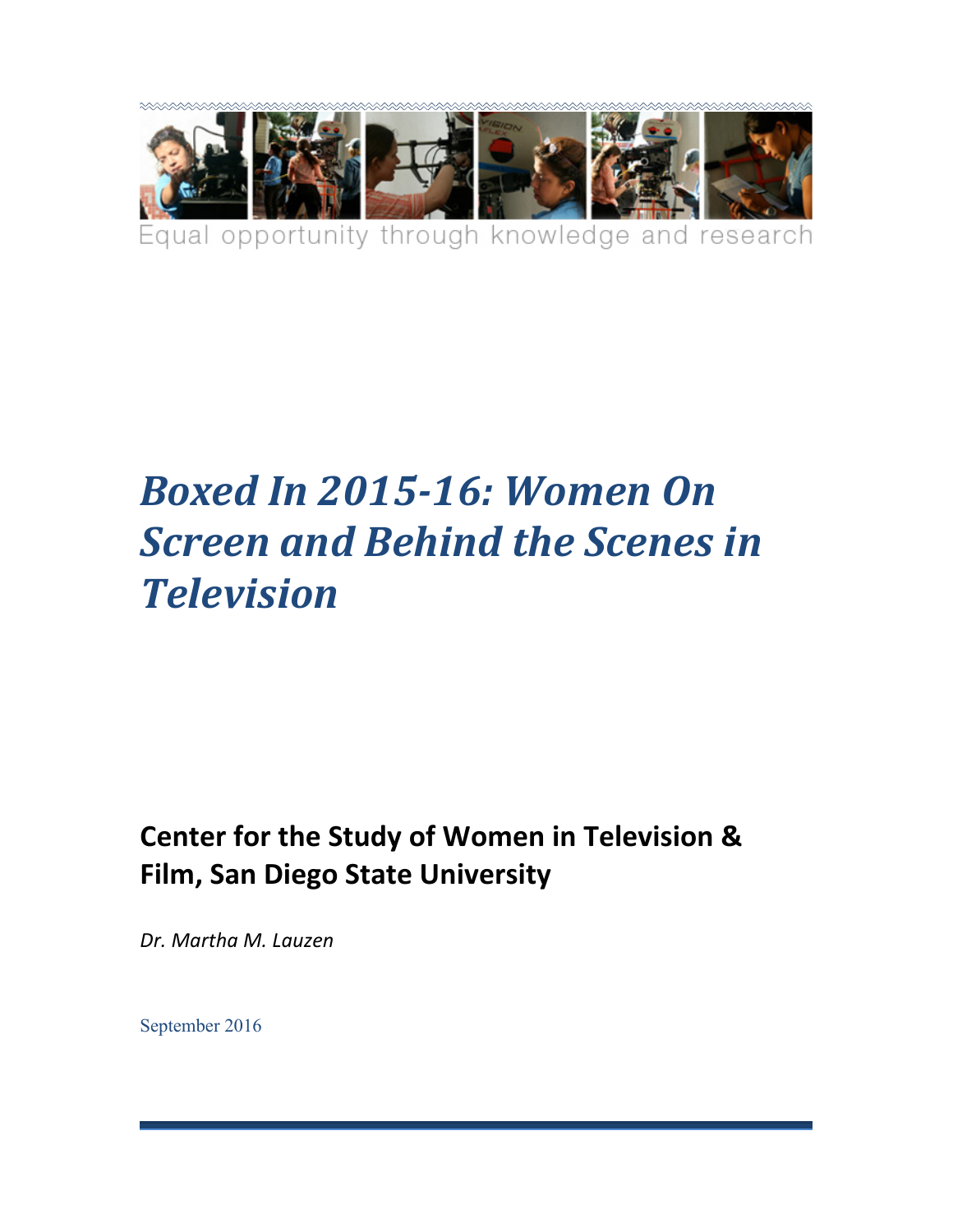Equal opportunity through knowledge and research

# *Boxed In 2015-16: Women On Screen and Behind the Scenes in Television*

**Center for the Study of Women in Television & Film, San Diego State University**

*Dr. Martha M. Lauzen*

September 2016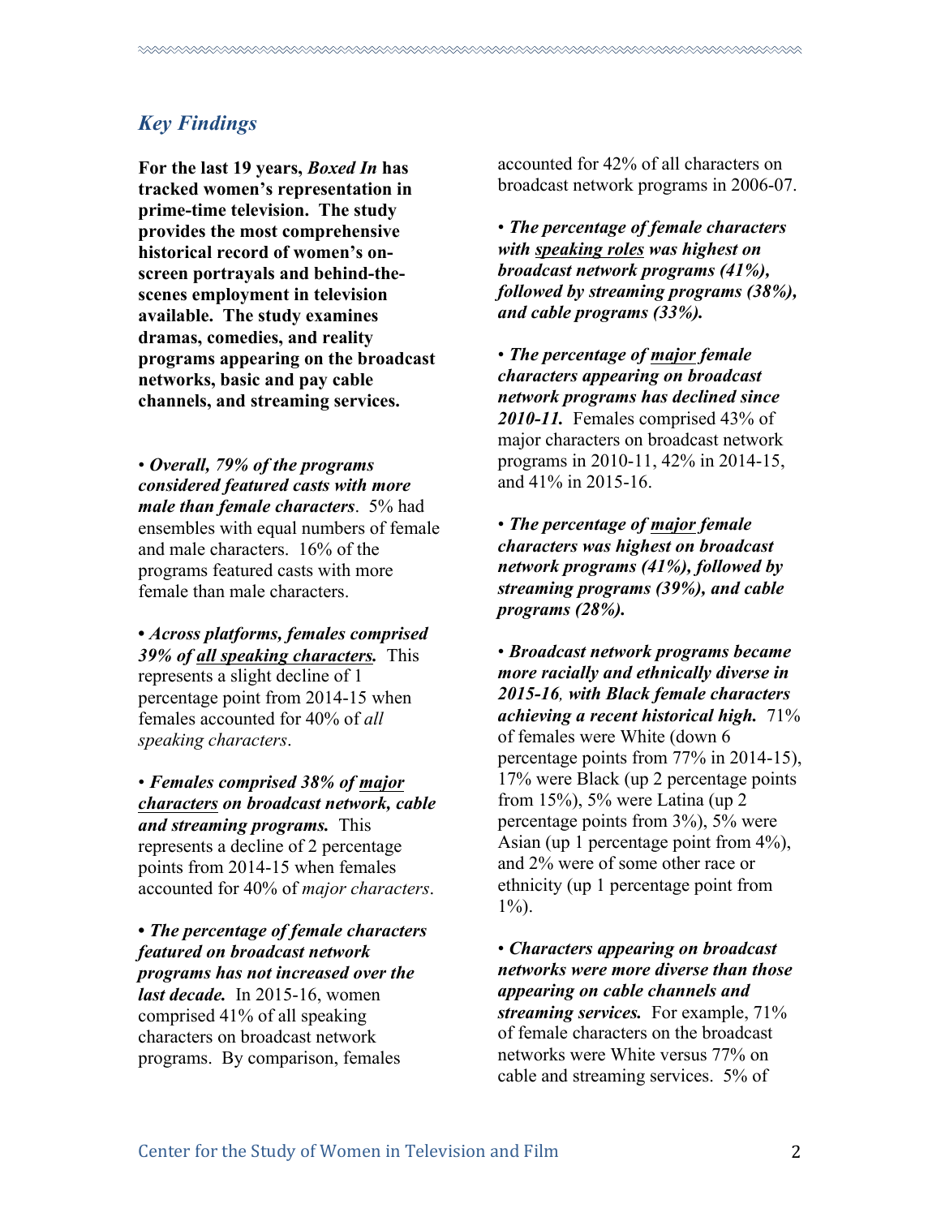## *Key Findings*

**For the last 19 years, *Boxed In* has tracked women's representation in prime-time television. The study provides the most comprehensive historical record of women's on-screen portrayals and behind-the-scenes employment in television available. The study examines dramas, comedies, and reality programs appearing on the broadcast networks, basic and pay cable channels, and streaming services.**

• ***Overall, 79% of the programs considered featured casts with more male than female characters***. 5% had ensembles with equal numbers of female and male characters. 16% of the programs featured casts with more female than male characters.

• ***Across platforms, females comprised 39% of <u>all speaking characters</u>.*** This represents a slight decline of 1 percentage point from 2014-15 when females accounted for 40% of *all speaking characters*.

• ***Females comprised 38% of <u>major characters</u> on broadcast network, cable and streaming programs.*** This represents a decline of 2 percentage points from 2014-15 when females accounted for 40% of *major characters*.

• ***The percentage of female characters featured on broadcast network programs has not increased over the last decade.*** In 2015-16, women comprised 41% of all speaking characters on broadcast network programs. By comparison, females accounted for 42% of all characters on broadcast network programs in 2006-07.

• ***The percentage of female characters with <u>speaking roles</u> was highest on broadcast network programs (41%), followed by streaming programs (38%), and cable programs (33%).***

• ***The percentage of <u>major</u> female characters appearing on broadcast network programs has declined since 2010-11.*** Females comprised 43% of major characters on broadcast network programs in 2010-11, 42% in 2014-15, and 41% in 2015-16.

• ***The percentage of <u>major</u> female characters was highest on broadcast network programs (41%), followed by streaming programs (39%), and cable programs (28%).***

• ***Broadcast network programs became more racially and ethnically diverse in 2015-16, with Black female characters achieving a recent historical high.*** 71% of females were White (down 6 percentage points from 77% in 2014-15), 17% were Black (up 2 percentage points from 15%), 5% were Latina (up 2 percentage points from 3%), 5% were Asian (up 1 percentage point from 4%), and 2% were of some other race or ethnicity (up 1 percentage point from 1%).

• ***Characters appearing on broadcast networks were more diverse than those appearing on cable channels and streaming services.*** For example, 71% of female characters on the broadcast networks were White versus 77% on cable and streaming services. 5% of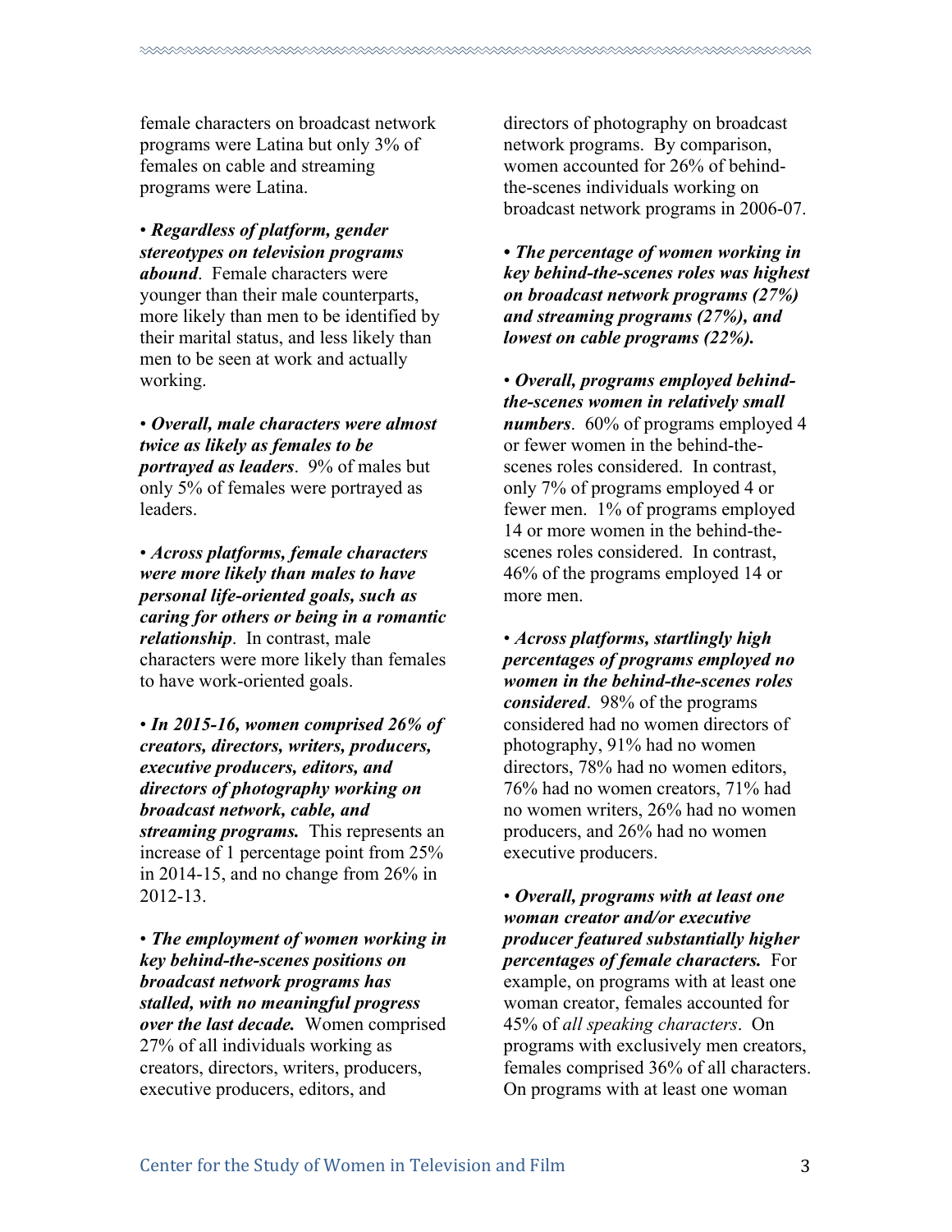female characters on broadcast network programs were Latina but only 3% of females on cable and streaming programs were Latina.

• ***Regardless of platform, gender stereotypes on television programs abound***. Female characters were younger than their male counterparts, more likely than men to be identified by their marital status, and less likely than men to be seen at work and actually working.

• ***Overall, male characters were almost twice as likely as females to be portrayed as leaders***. 9% of males but only 5% of females were portrayed as leaders.

• ***Across platforms, female characters were more likely than males to have personal life-oriented goals, such as caring for others or being in a romantic relationship***. In contrast, male characters were more likely than females to have work-oriented goals.

• ***In 2015-16, women comprised 26% of creators, directors, writers, producers, executive producers, editors, and directors of photography working on broadcast network, cable, and streaming programs.*** This represents an increase of 1 percentage point from 25% in 2014-15, and no change from 26% in 2012-13.

• ***The employment of women working in key behind-the-scenes positions on broadcast network programs has stalled, with no meaningful progress over the last decade.*** Women comprised 27% of all individuals working as creators, directors, writers, producers, executive producers, editors, and directors of photography on broadcast network programs. By comparison, women accounted for 26% of behind-the-scenes individuals working on broadcast network programs in 2006-07.

• ***The percentage of women working in key behind-the-scenes roles was highest on broadcast network programs (27%) and streaming programs (27%), and lowest on cable programs (22%).***

• ***Overall, programs employed behind-the-scenes women in relatively small numbers***. 60% of programs employed 4 or fewer women in the behind-the-scenes roles considered. In contrast, only 7% of programs employed 4 or fewer men. 1% of programs employed 14 or more women in the behind-the-scenes roles considered. In contrast, 46% of the programs employed 14 or more men.

• ***Across platforms, startlingly high percentages of programs employed no women in the behind-the-scenes roles considered***. 98% of the programs considered had no women directors of photography, 91% had no women directors, 78% had no women editors, 76% had no women creators, 71% had no women writers, 26% had no women producers, and 26% had no women executive producers.

• ***Overall, programs with at least one woman creator and/or executive producer featured substantially higher percentages of female characters.*** For example, on programs with at least one woman creator, females accounted for 45% of *all speaking characters*. On programs with exclusively men creators, females comprised 36% of all characters. On programs with at least one woman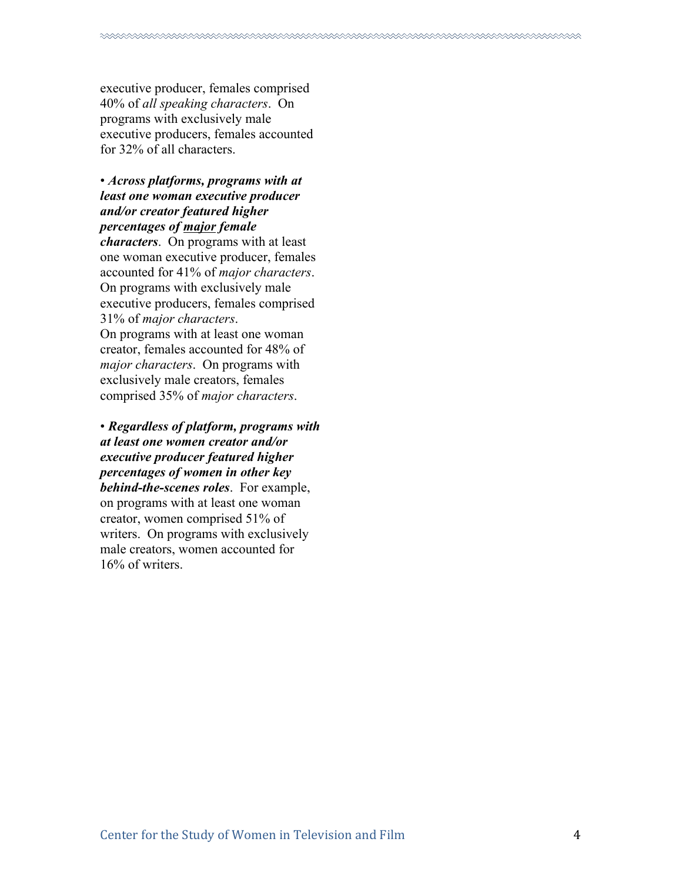executive producer, females comprised 40% of *all speaking characters*. On programs with exclusively male executive producers, females accounted for 32% of all characters.

• ***Across platforms, programs with at least one woman executive producer and/or creator featured higher percentages of <u>major</u> female characters***. On programs with at least one woman executive producer, females accounted for 41% of *major characters*. On programs with exclusively male executive producers, females comprised 31% of *major characters*. On programs with at least one woman creator, females accounted for 48% of *major characters*. On programs with exclusively male creators, females comprised 35% of *major characters*.

• ***Regardless of platform, programs with at least one women creator and/or executive producer featured higher percentages of women in other key behind-the-scenes roles***. For example, on programs with at least one woman creator, women comprised 51% of writers. On programs with exclusively male creators, women accounted for 16% of writers.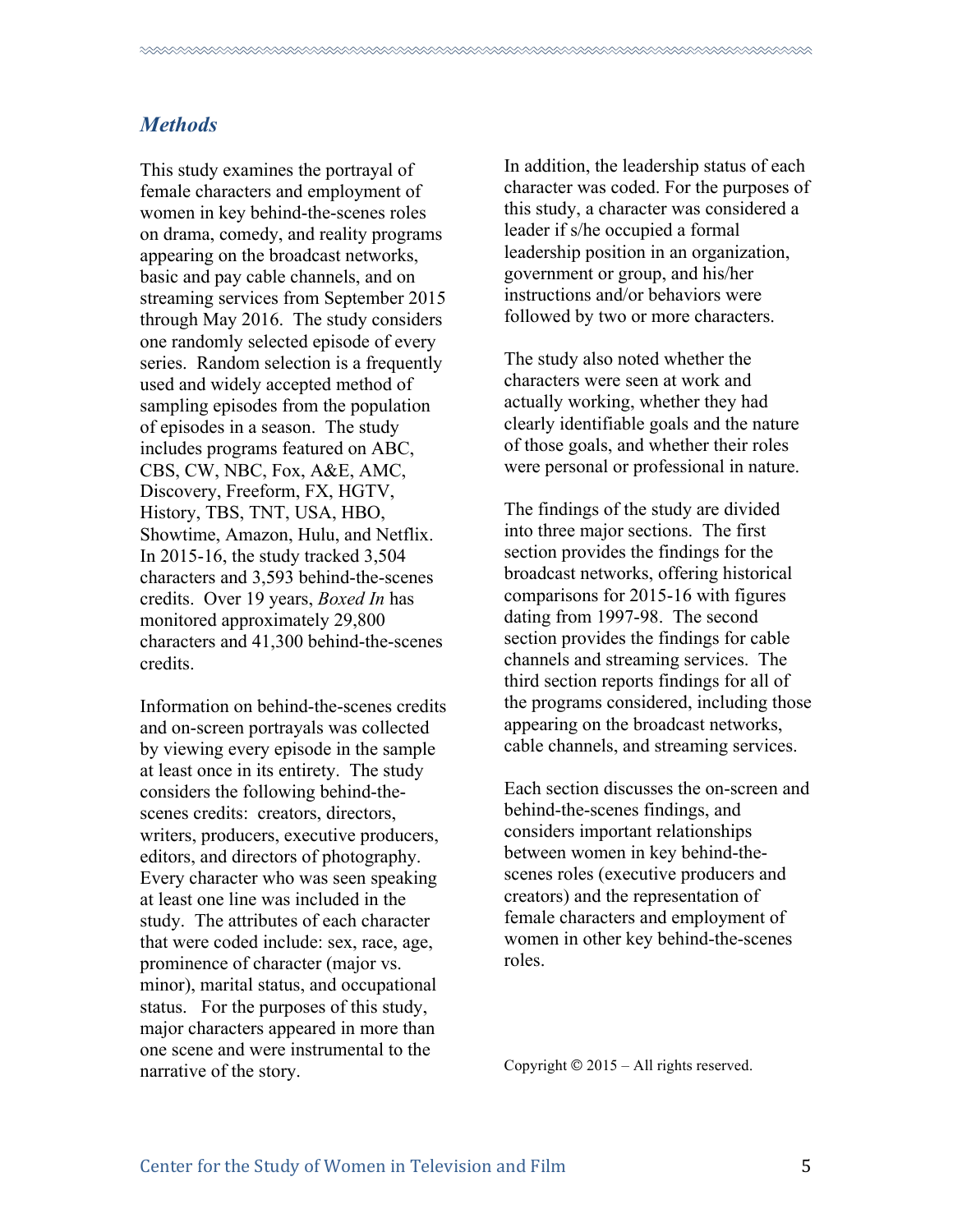## *Methods*

This study examines the portrayal of female characters and employment of women in key behind-the-scenes roles on drama, comedy, and reality programs appearing on the broadcast networks, basic and pay cable channels, and on streaming services from September 2015 through May 2016. The study considers one randomly selected episode of every series. Random selection is a frequently used and widely accepted method of sampling episodes from the population of episodes in a season. The study includes programs featured on ABC, CBS, CW, NBC, Fox, A&E, AMC, Discovery, Freeform, FX, HGTV, History, TBS, TNT, USA, HBO, Showtime, Amazon, Hulu, and Netflix. In 2015-16, the study tracked 3,504 characters and 3,593 behind-the-scenes credits. Over 19 years, *Boxed In* has monitored approximately 29,800 characters and 41,300 behind-the-scenes credits.

Information on behind-the-scenes credits and on-screen portrayals was collected by viewing every episode in the sample at least once in its entirety. The study considers the following behind-the-scenes credits: creators, directors, writers, producers, executive producers, editors, and directors of photography. Every character who was seen speaking at least one line was included in the study. The attributes of each character that were coded include: sex, race, age, prominence of character (major vs. minor), marital status, and occupational status. For the purposes of this study, major characters appeared in more than one scene and were instrumental to the narrative of the story.

In addition, the leadership status of each character was coded. For the purposes of this study, a character was considered a leader if s/he occupied a formal leadership position in an organization, government or group, and his/her instructions and/or behaviors were followed by two or more characters.

The study also noted whether the characters were seen at work and actually working, whether they had clearly identifiable goals and the nature of those goals, and whether their roles were personal or professional in nature.

The findings of the study are divided into three major sections. The first section provides the findings for the broadcast networks, offering historical comparisons for 2015-16 with figures dating from 1997-98. The second section provides the findings for cable channels and streaming services. The third section reports findings for all of the programs considered, including those appearing on the broadcast networks, cable channels, and streaming services.

Each section discusses the on-screen and behind-the-scenes findings, and considers important relationships between women in key behind-the-scenes roles (executive producers and creators) and the representation of female characters and employment of women in other key behind-the-scenes roles.

Copyright © 2015 – All rights reserved.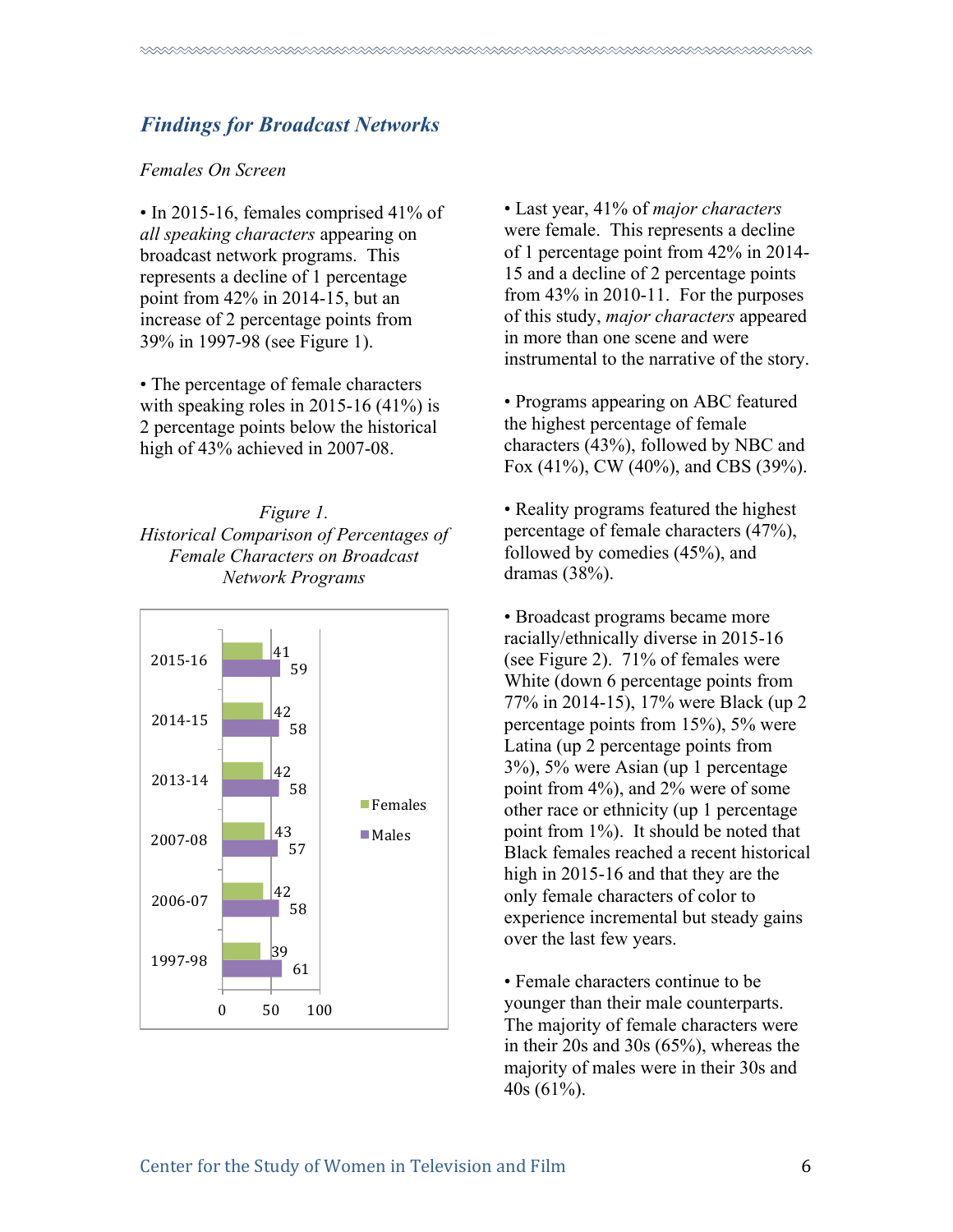## *Findings for Broadcast Networks*

*Females On Screen*

• In 2015-16, females comprised 41% of *all speaking characters* appearing on broadcast network programs. This represents a decline of 1 percentage point from 42% in 2014-15, but an increase of 2 percentage points from 39% in 1997-98 (see Figure 1).

• The percentage of female characters with speaking roles in 2015-16 (41%) is 2 percentage points below the historical high of 43% achieved in 2007-08.

*Figure 1.*
*Historical Comparison of Percentages of Female Characters on Broadcast Network Programs*

| Season | Females | Males |
|---|---|---|
| 2015-16 | 41 | 59 |
| 2014-15 | 42 | 58 |
| 2013-14 | 42 | 58 |
| 2007-08 | 43 | 57 |
| 2006-07 | 42 | 58 |
| 1997-98 | 39 | 61 |

• Last year, 41% of *major characters* were female. This represents a decline of 1 percentage point from 42% in 2014-15 and a decline of 2 percentage points from 43% in 2010-11. For the purposes of this study, *major characters* appeared in more than one scene and were instrumental to the narrative of the story.

• Programs appearing on ABC featured the highest percentage of female characters (43%), followed by NBC and Fox (41%), CW (40%), and CBS (39%).

• Reality programs featured the highest percentage of female characters (47%), followed by comedies (45%), and dramas (38%).

• Broadcast programs became more racially/ethnically diverse in 2015-16 (see Figure 2). 71% of females were White (down 6 percentage points from 77% in 2014-15), 17% were Black (up 2 percentage points from 15%), 5% were Latina (up 2 percentage points from 3%), 5% were Asian (up 1 percentage point from 4%), and 2% were of some other race or ethnicity (up 1 percentage point from 1%). It should be noted that Black females reached a recent historical high in 2015-16 and that they are the only female characters of color to experience incremental but steady gains over the last few years.

• Female characters continue to be younger than their male counterparts. The majority of female characters were in their 20s and 30s (65%), whereas the majority of males were in their 30s and 40s (61%).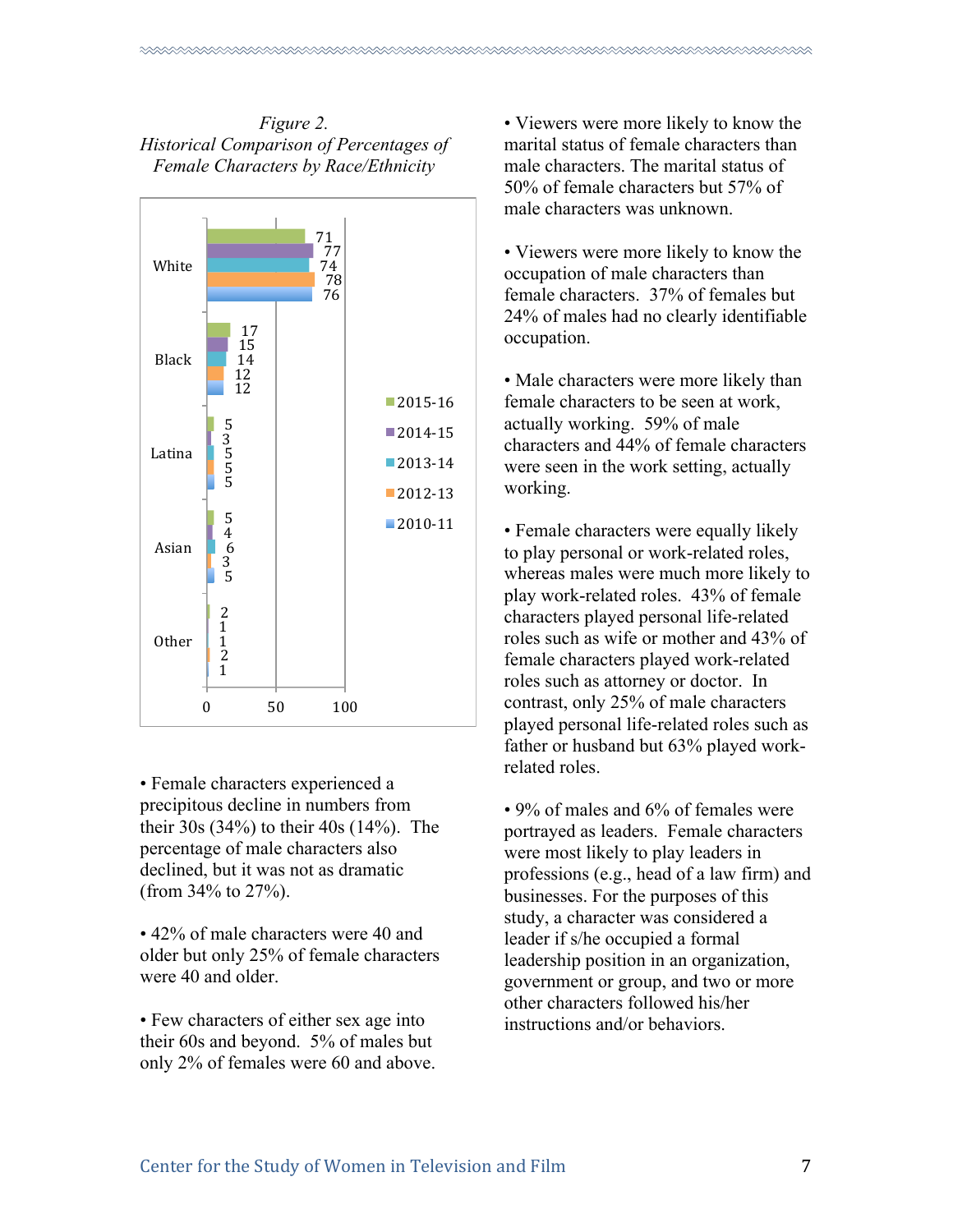*Figure 2.*
*Historical Comparison of Percentages of Female Characters by Race/Ethnicity*

| | 2015-16 | 2014-15 | 2013-14 | 2012-13 | 2010-11 |
|---|---|---|---|---|---|
| White | 71 | 77 | 74 | 78 | 76 |
| Black | 17 | 15 | 14 | 12 | 12 |
| Latina | 5 | 3 | 5 | 5 | 5 |
| Asian | 5 | 4 | 6 | 3 | 5 |
| Other | 2 | 1 | 1 | 2 | 1 |

- Female characters experienced a precipitous decline in numbers from their 30s (34%) to their 40s (14%). The percentage of male characters also declined, but it was not as dramatic (from 34% to 27%).

- 42% of male characters were 40 and older but only 25% of female characters were 40 and older.

- Few characters of either sex age into their 60s and beyond. 5% of males but only 2% of females were 60 and above.

- Viewers were more likely to know the marital status of female characters than male characters. The marital status of 50% of female characters but 57% of male characters was unknown.

- Viewers were more likely to know the occupation of male characters than female characters. 37% of females but 24% of males had no clearly identifiable occupation.

- Male characters were more likely than female characters to be seen at work, actually working. 59% of male characters and 44% of female characters were seen in the work setting, actually working.

- Female characters were equally likely to play personal or work-related roles, whereas males were much more likely to play work-related roles. 43% of female characters played personal life-related roles such as wife or mother and 43% of female characters played work-related roles such as attorney or doctor. In contrast, only 25% of male characters played personal life-related roles such as father or husband but 63% played work-related roles.

- 9% of males and 6% of females were portrayed as leaders. Female characters were most likely to play leaders in professions (e.g., head of a law firm) and businesses. For the purposes of this study, a character was considered a leader if s/he occupied a formal leadership position in an organization, government or group, and two or more other characters followed his/her instructions and/or behaviors.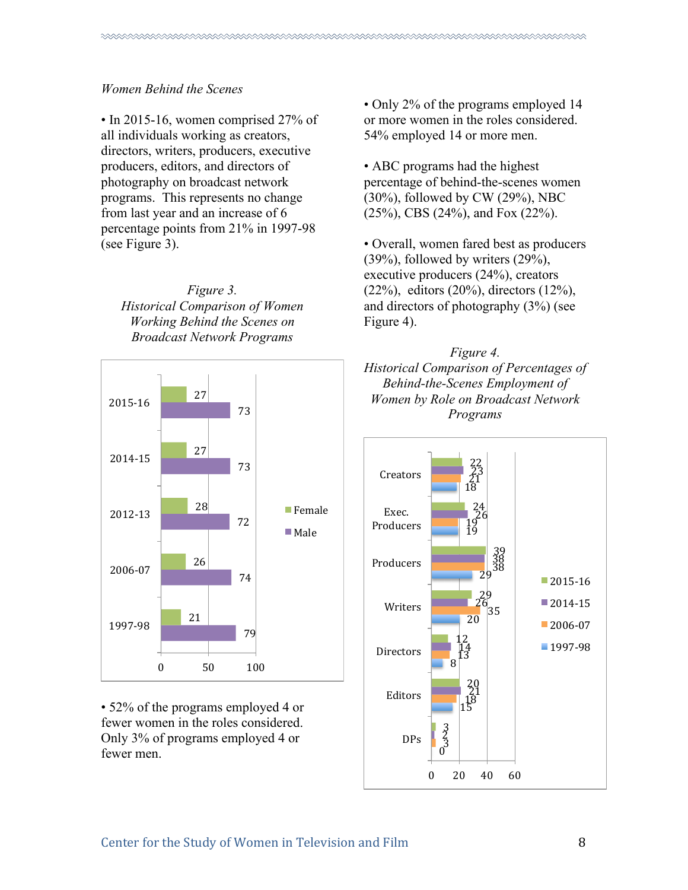*Women Behind the Scenes*

• In 2015-16, women comprised 27% of all individuals working as creators, directors, writers, producers, executive producers, editors, and directors of photography on broadcast network programs. This represents no change from last year and an increase of 6 percentage points from 21% in 1997-98 (see Figure 3).

*Figure 3.*
*Historical Comparison of Women Working Behind the Scenes on Broadcast Network Programs*

| | Female | Male |
|---|---|---|
| 2015-16 | 27 | 73 |
| 2014-15 | 27 | 73 |
| 2012-13 | 28 | 72 |
| 2006-07 | 26 | 74 |
| 1997-98 | 21 | 79 |

• 52% of the programs employed 4 or fewer women in the roles considered. Only 3% of programs employed 4 or fewer men.

• Only 2% of the programs employed 14 or more women in the roles considered. 54% employed 14 or more men.

• ABC programs had the highest percentage of behind-the-scenes women (30%), followed by CW (29%), NBC (25%), CBS (24%), and Fox (22%).

• Overall, women fared best as producers (39%), followed by writers (29%), executive producers (24%), creators (22%), editors (20%), directors (12%), and directors of photography (3%) (see Figure 4).

*Figure 4.*
*Historical Comparison of Percentages of Behind-the-Scenes Employment of Women by Role on Broadcast Network Programs*

| | 2015-16 | 2014-15 | 2006-07 | 1997-98 |
|---|---|---|---|---|
| Creators | 22 | 23 | 21 | 18 |
| Exec. Producers | 24 | 26 | 19 | 19 |
| Producers | 39 | 38 | 38 | 29 |
| Writers | 29 | 26 | 35 | 20 |
| Directors | 12 | 14 | 13 | 8 |
| Editors | 20 | 21 | 18 | 15 |
| DPs | 3 | 2 | 3 | 0 |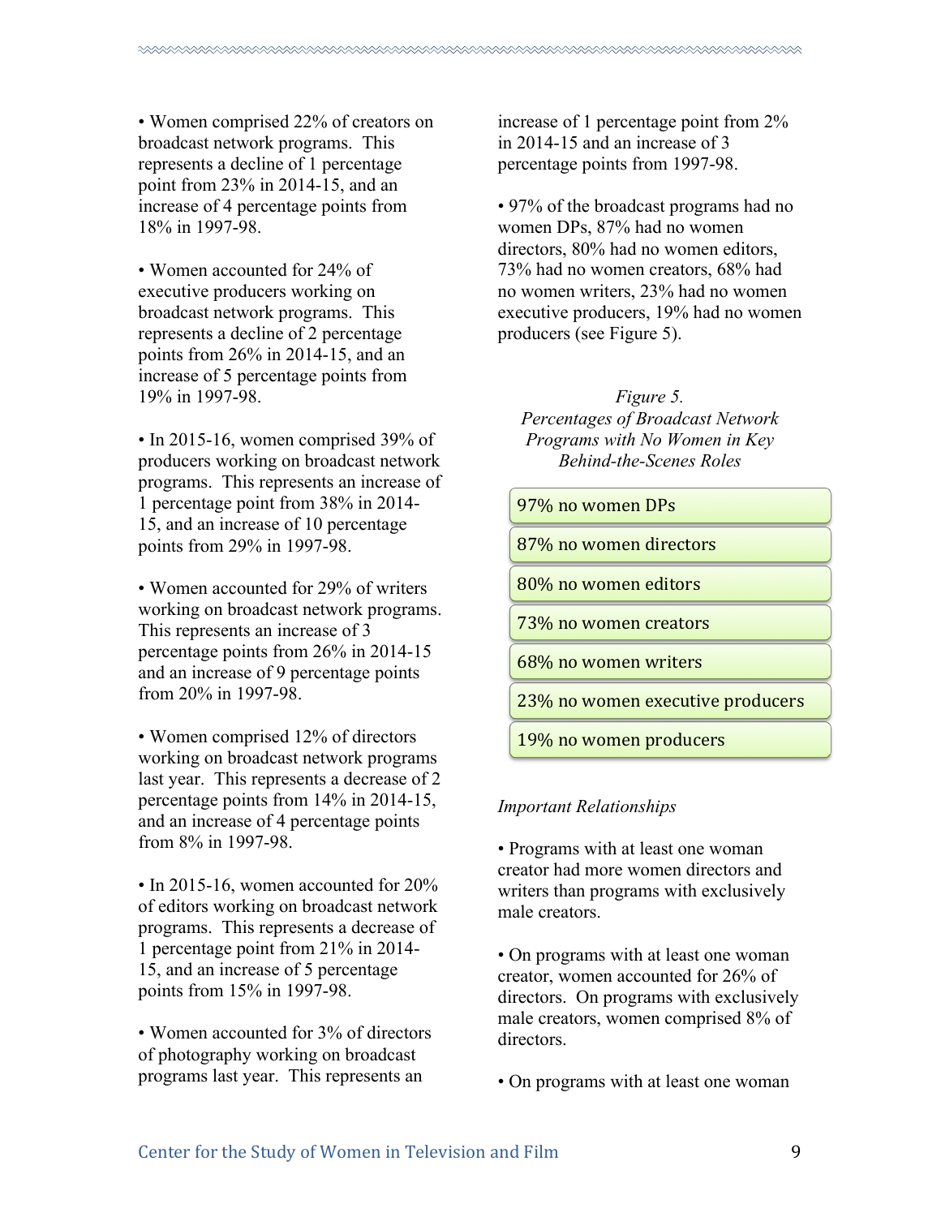• Women comprised 22% of creators on broadcast network programs. This represents a decline of 1 percentage point from 23% in 2014-15, and an increase of 4 percentage points from 18% in 1997-98.

• Women accounted for 24% of executive producers working on broadcast network programs. This represents a decline of 2 percentage points from 26% in 2014-15, and an increase of 5 percentage points from 19% in 1997-98.

• In 2015-16, women comprised 39% of producers working on broadcast network programs. This represents an increase of 1 percentage point from 38% in 2014-15, and an increase of 10 percentage points from 29% in 1997-98.

• Women accounted for 29% of writers working on broadcast network programs. This represents an increase of 3 percentage points from 26% in 2014-15 and an increase of 9 percentage points from 20% in 1997-98.

• Women comprised 12% of directors working on broadcast network programs last year. This represents a decrease of 2 percentage points from 14% in 2014-15, and an increase of 4 percentage points from 8% in 1997-98.

• In 2015-16, women accounted for 20% of editors working on broadcast network programs. This represents a decrease of 1 percentage point from 21% in 2014-15, and an increase of 5 percentage points from 15% in 1997-98.

• Women accounted for 3% of directors of photography working on broadcast programs last year. This represents an increase of 1 percentage point from 2% in 2014-15 and an increase of 3 percentage points from 1997-98.

• 97% of the broadcast programs had no women DPs, 87% had no women directors, 80% had no women editors, 73% had no women creators, 68% had no women writers, 23% had no women executive producers, 19% had no women producers (see Figure 5).

*Figure 5.*
*Percentages of Broadcast Network Programs with No Women in Key Behind-the-Scenes Roles*

- 97% no women DPs
- 87% no women directors
- 80% no women editors
- 73% no women creators
- 68% no women writers
- 23% no women executive producers
- 19% no women producers

*Important Relationships*

• Programs with at least one woman creator had more women directors and writers than programs with exclusively male creators.

• On programs with at least one woman creator, women accounted for 26% of directors. On programs with exclusively male creators, women comprised 8% of directors.

• On programs with at least one woman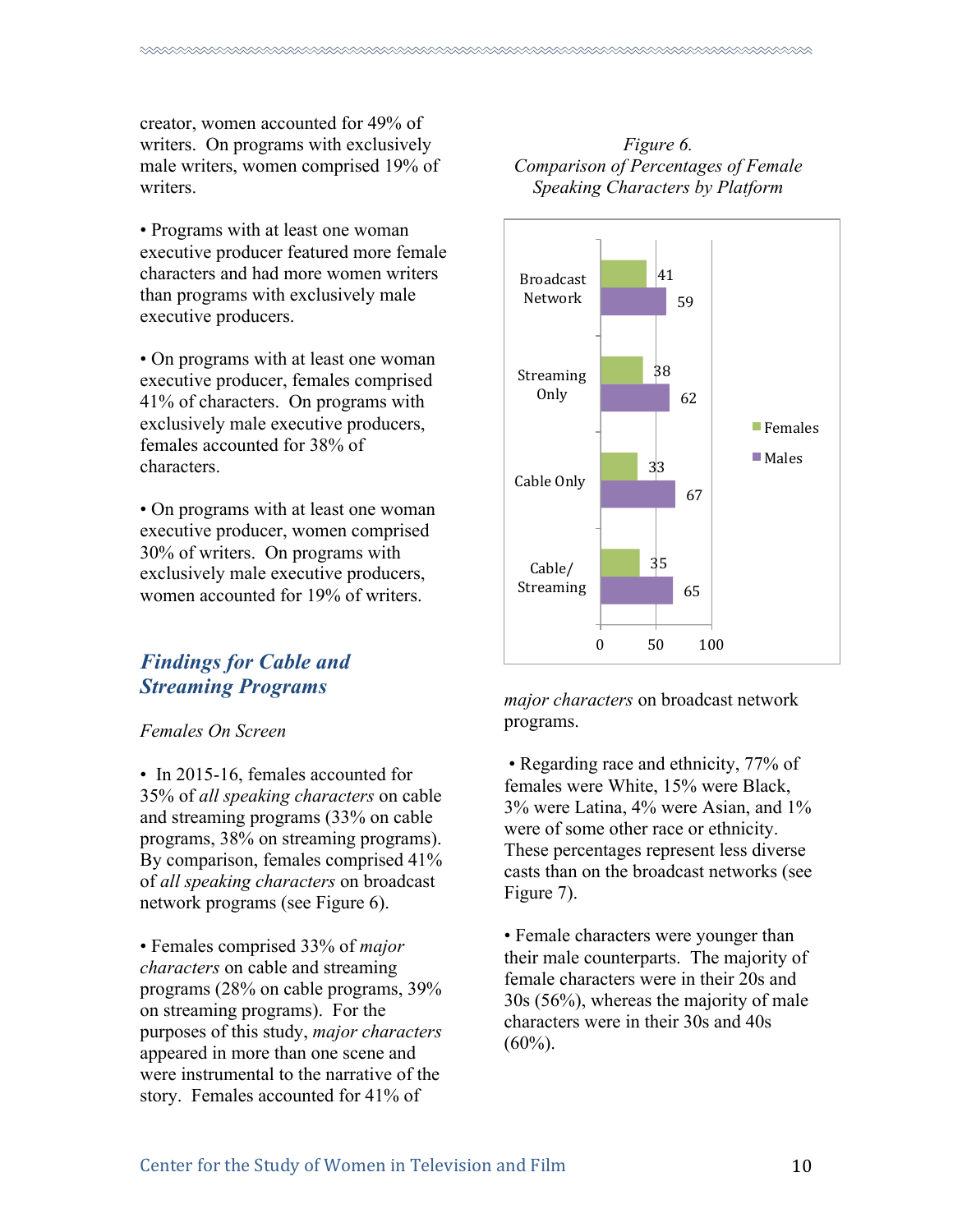creator, women accounted for 49% of writers. On programs with exclusively male writers, women comprised 19% of writers.

- Programs with at least one woman executive producer featured more female characters and had more women writers than programs with exclusively male executive producers.

- On programs with at least one woman executive producer, females comprised 41% of characters. On programs with exclusively male executive producers, females accounted for 38% of characters.

- On programs with at least one woman executive producer, women comprised 30% of writers. On programs with exclusively male executive producers, women accounted for 19% of writers.

## *Findings for Cable and Streaming Programs*

*Females On Screen*

- In 2015-16, females accounted for 35% of *all speaking characters* on cable and streaming programs (33% on cable programs, 38% on streaming programs). By comparison, females comprised 41% of *all speaking characters* on broadcast network programs (see Figure 6).

- Females comprised 33% of *major characters* on cable and streaming programs (28% on cable programs, 39% on streaming programs). For the purposes of this study, *major characters* appeared in more than one scene and were instrumental to the narrative of the story. Females accounted for 41% of *major characters* on broadcast network programs.

*Figure 6.*
*Comparison of Percentages of Female Speaking Characters by Platform*

| Platform | Females | Males |
|---|---|---|
| Broadcast Network | 41 | 59 |
| Streaming Only | 38 | 62 |
| Cable Only | 33 | 67 |
| Cable/Streaming | 35 | 65 |

- Regarding race and ethnicity, 77% of females were White, 15% were Black, 3% were Latina, 4% were Asian, and 1% were of some other race or ethnicity. These percentages represent less diverse casts than on the broadcast networks (see Figure 7).

- Female characters were younger than their male counterparts. The majority of female characters were in their 20s and 30s (56%), whereas the majority of male characters were in their 30s and 40s (60%).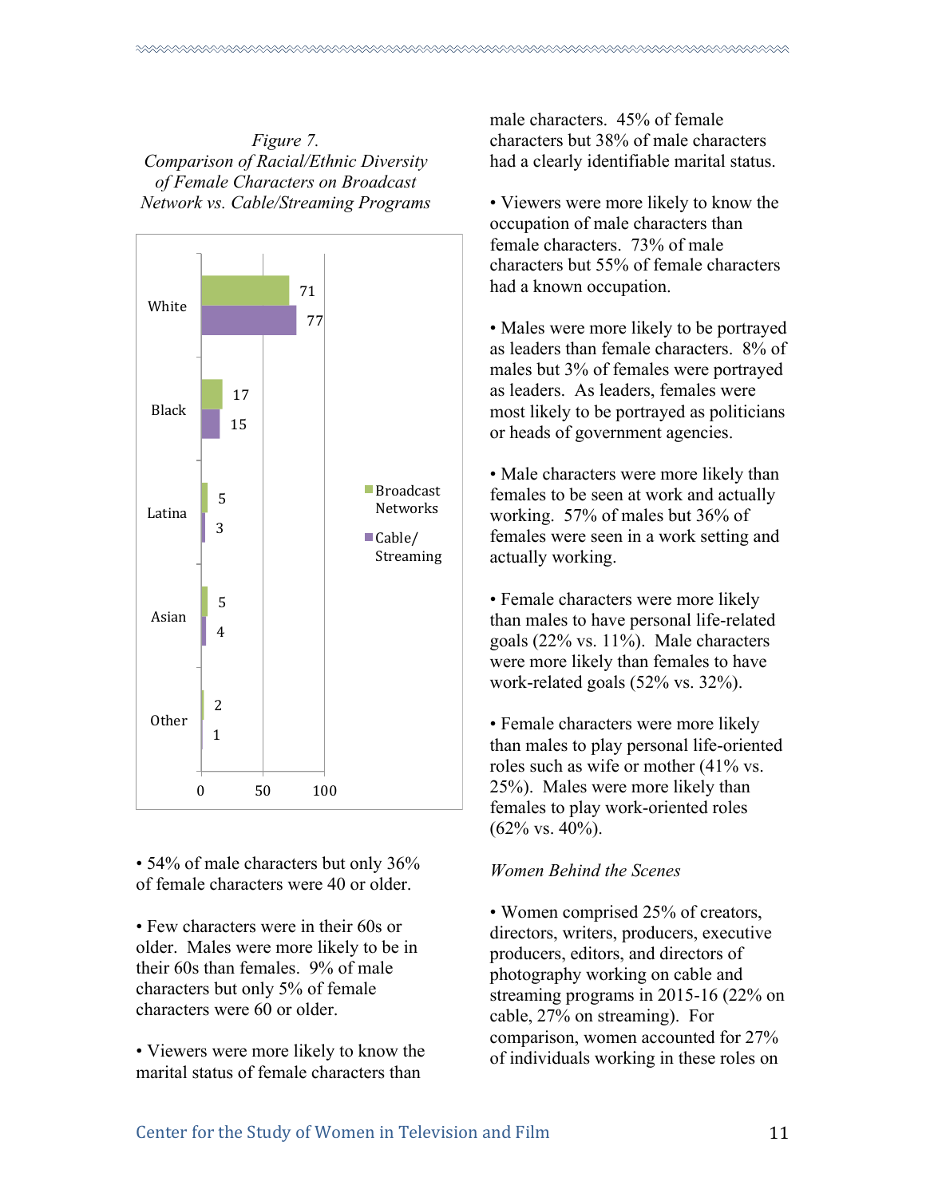*Figure 7.*
*Comparison of Racial/Ethnic Diversity of Female Characters on Broadcast Network vs. Cable/Streaming Programs*

| | Broadcast Networks | Cable/ Streaming |
|---|---|---|
| White | 71 | 77 |
| Black | 17 | 15 |
| Latina | 5 | 3 |
| Asian | 5 | 4 |
| Other | 2 | 1 |

- 54% of male characters but only 36% of female characters were 40 or older.

- Few characters were in their 60s or older. Males were more likely to be in their 60s than females. 9% of male characters but only 5% of female characters were 60 or older.

- Viewers were more likely to know the marital status of female characters than male characters. 45% of female characters but 38% of male characters had a clearly identifiable marital status.

- Viewers were more likely to know the occupation of male characters than female characters. 73% of male characters but 55% of female characters had a known occupation.

- Males were more likely to be portrayed as leaders than female characters. 8% of males but 3% of females were portrayed as leaders. As leaders, females were most likely to be portrayed as politicians or heads of government agencies.

- Male characters were more likely than females to be seen at work and actually working. 57% of males but 36% of females were seen in a work setting and actually working.

- Female characters were more likely than males to have personal life-related goals (22% vs. 11%). Male characters were more likely than females to have work-related goals (52% vs. 32%).

- Female characters were more likely than males to play personal life-oriented roles such as wife or mother (41% vs. 25%). Males were more likely than females to play work-oriented roles (62% vs. 40%).

*Women Behind the Scenes*

- Women comprised 25% of creators, directors, writers, producers, executive producers, editors, and directors of photography working on cable and streaming programs in 2015-16 (22% on cable, 27% on streaming). For comparison, women accounted for 27% of individuals working in these roles on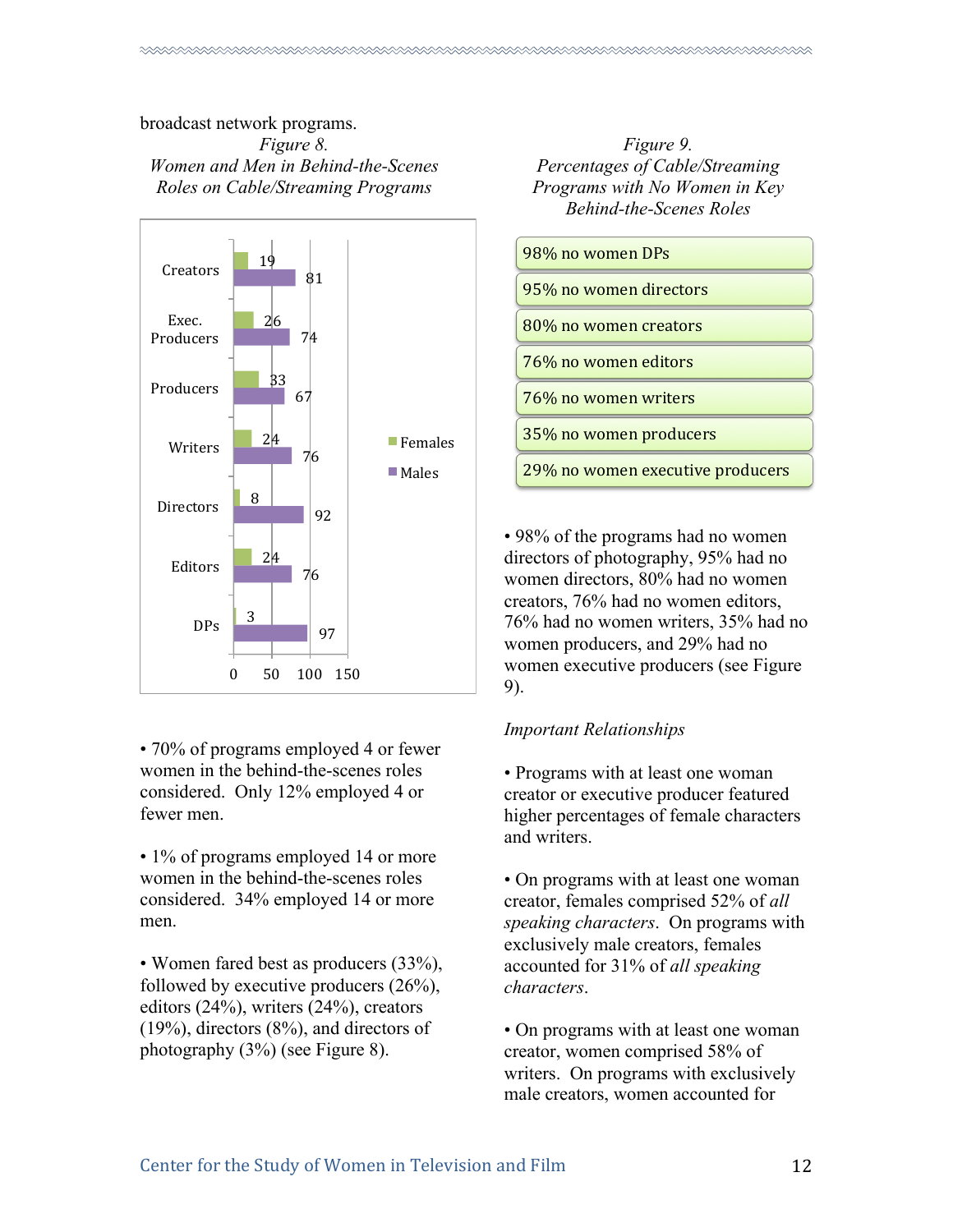broadcast network programs.

*Figure 8.*
*Women and Men in Behind-the-Scenes Roles on Cable/Streaming Programs*

| Role | Females | Males |
| --- | --- | --- |
| Creators | 19 | 81 |
| Exec. Producers | 26 | 74 |
| Producers | 33 | 67 |
| Writers | 24 | 76 |
| Directors | 8 | 92 |
| Editors | 24 | 76 |
| DPs | 3 | 97 |

• 70% of programs employed 4 or fewer women in the behind-the-scenes roles considered. Only 12% employed 4 or fewer men.

• 1% of programs employed 14 or more women in the behind-the-scenes roles considered. 34% employed 14 or more men.

• Women fared best as producers (33%), followed by executive producers (26%), editors (24%), writers (24%), creators (19%), directors (8%), and directors of photography (3%) (see Figure 8).

*Figure 9.*
*Percentages of Cable/Streaming Programs with No Women in Key Behind-the-Scenes Roles*

- 98% no women DPs
- 95% no women directors
- 80% no women creators
- 76% no women editors
- 76% no women writers
- 35% no women producers
- 29% no women executive producers

• 98% of the programs had no women directors of photography, 95% had no women directors, 80% had no women creators, 76% had no women editors, 76% had no women writers, 35% had no women producers, and 29% had no women executive producers (see Figure 9).

*Important Relationships*

• Programs with at least one woman creator or executive producer featured higher percentages of female characters and writers.

• On programs with at least one woman creator, females comprised 52% of *all speaking characters*. On programs with exclusively male creators, females accounted for 31% of *all speaking characters*.

• On programs with at least one woman creator, women comprised 58% of writers. On programs with exclusively male creators, women accounted for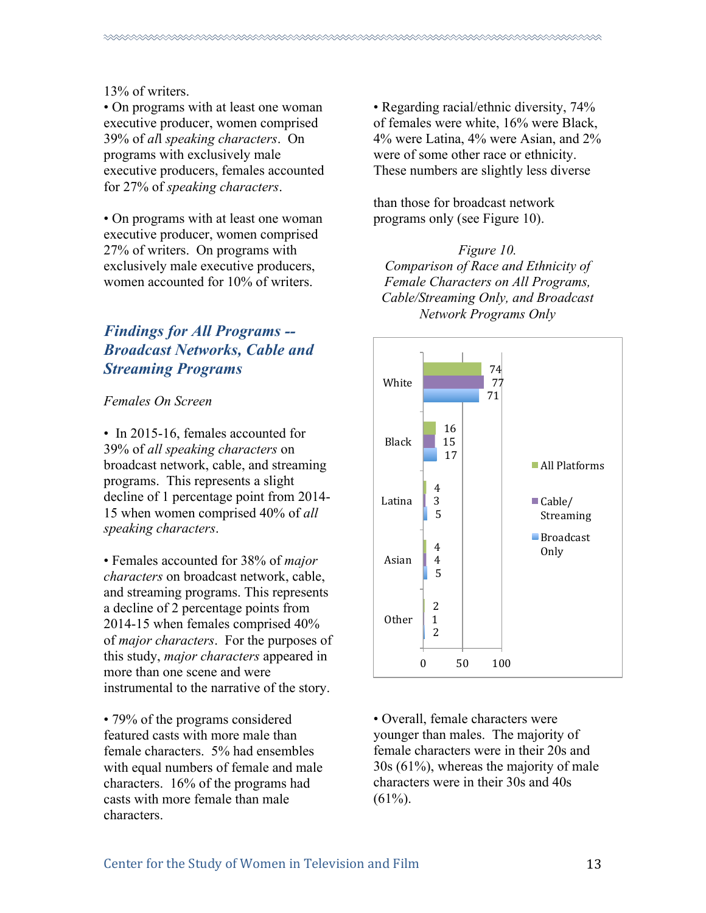13% of writers.

- On programs with at least one woman executive producer, women comprised 39% of *all speaking characters*. On programs with exclusively male executive producers, females accounted for 27% of *speaking characters*.

- On programs with at least one woman executive producer, women comprised 27% of writers. On programs with exclusively male executive producers, women accounted for 10% of writers.

## *Findings for All Programs -- Broadcast Networks, Cable and Streaming Programs*

*Females On Screen*

- In 2015-16, females accounted for 39% of *all speaking characters* on broadcast network, cable, and streaming programs. This represents a slight decline of 1 percentage point from 2014-15 when women comprised 40% of *all speaking characters*.

- Females accounted for 38% of *major characters* on broadcast network, cable, and streaming programs. This represents a decline of 2 percentage points from 2014-15 when females comprised 40% of *major characters*. For the purposes of this study, *major characters* appeared in more than one scene and were instrumental to the narrative of the story.

- 79% of the programs considered featured casts with more male than female characters. 5% had ensembles with equal numbers of female and male characters. 16% of the programs had casts with more female than male characters.

- Regarding racial/ethnic diversity, 74% of females were white, 16% were Black, 4% were Latina, 4% were Asian, and 2% were of some other race or ethnicity. These numbers are slightly less diverse than those for broadcast network programs only (see Figure 10).

*Figure 10.*
*Comparison of Race and Ethnicity of Female Characters on All Programs, Cable/Streaming Only, and Broadcast Network Programs Only*

| | All Platforms | Cable/ Streaming | Broadcast Only |
|---|---|---|---|
| White | 74 | 77 | 71 |
| Black | 16 | 15 | 17 |
| Latina | 4 | 3 | 5 |
| Asian | 4 | 4 | 5 |
| Other | 2 | 1 | 2 |

- Overall, female characters were younger than males. The majority of female characters were in their 20s and 30s (61%), whereas the majority of male characters were in their 30s and 40s (61%).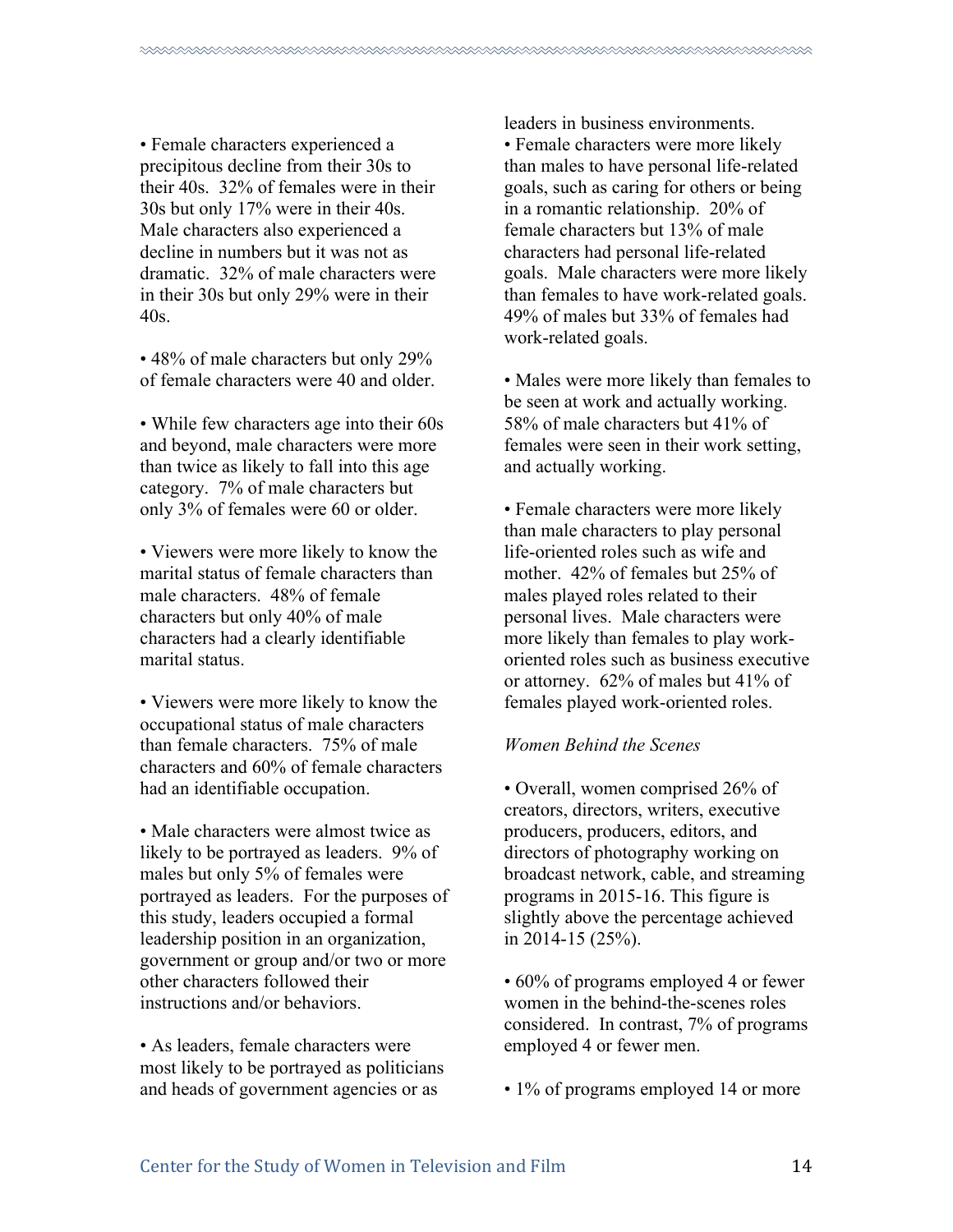• Female characters experienced a precipitous decline from their 30s to their 40s. 32% of females were in their 30s but only 17% were in their 40s. Male characters also experienced a decline in numbers but it was not as dramatic. 32% of male characters were in their 30s but only 29% were in their 40s.

• 48% of male characters but only 29% of female characters were 40 and older.

• While few characters age into their 60s and beyond, male characters were more than twice as likely to fall into this age category. 7% of male characters but only 3% of females were 60 or older.

• Viewers were more likely to know the marital status of female characters than male characters. 48% of female characters but only 40% of male characters had a clearly identifiable marital status.

• Viewers were more likely to know the occupational status of male characters than female characters. 75% of male characters and 60% of female characters had an identifiable occupation.

• Male characters were almost twice as likely to be portrayed as leaders. 9% of males but only 5% of females were portrayed as leaders. For the purposes of this study, leaders occupied a formal leadership position in an organization, government or group and/or two or more other characters followed their instructions and/or behaviors.

• As leaders, female characters were most likely to be portrayed as politicians and heads of government agencies or as leaders in business environments.

• Female characters were more likely than males to have personal life-related goals, such as caring for others or being in a romantic relationship. 20% of female characters but 13% of male characters had personal life-related goals. Male characters were more likely than females to have work-related goals. 49% of males but 33% of females had work-related goals.

• Males were more likely than females to be seen at work and actually working. 58% of male characters but 41% of females were seen in their work setting, and actually working.

• Female characters were more likely than male characters to play personal life-oriented roles such as wife and mother. 42% of females but 25% of males played roles related to their personal lives. Male characters were more likely than females to play work-oriented roles such as business executive or attorney. 62% of males but 41% of females played work-oriented roles.

*Women Behind the Scenes*

• Overall, women comprised 26% of creators, directors, writers, executive producers, producers, editors, and directors of photography working on broadcast network, cable, and streaming programs in 2015-16. This figure is slightly above the percentage achieved in 2014-15 (25%).

• 60% of programs employed 4 or fewer women in the behind-the-scenes roles considered. In contrast, 7% of programs employed 4 or fewer men.

• 1% of programs employed 14 or more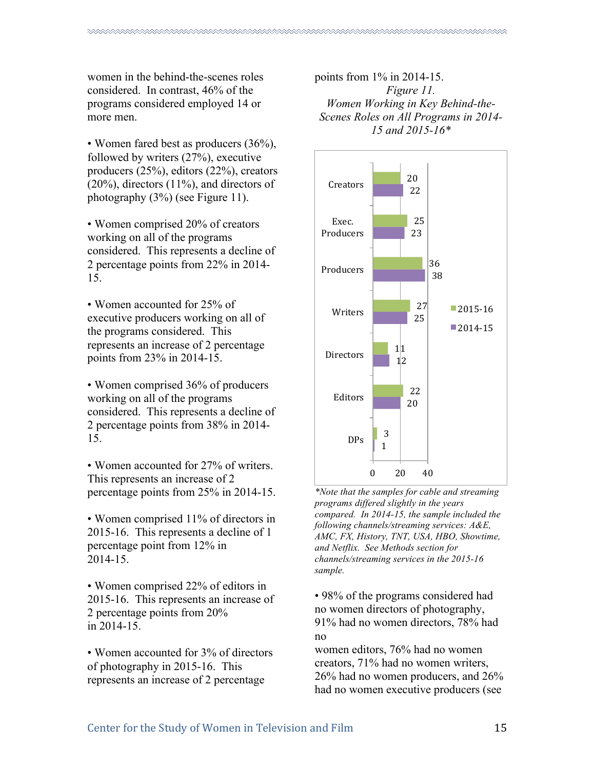women in the behind-the-scenes roles considered. In contrast, 46% of the programs considered employed 14 or more men.

• Women fared best as producers (36%), followed by writers (27%), executive producers (25%), editors (22%), creators (20%), directors (11%), and directors of photography (3%) (see Figure 11).

• Women comprised 20% of creators working on all of the programs considered. This represents a decline of 2 percentage points from 22% in 2014-15.

• Women accounted for 25% of executive producers working on all of the programs considered. This represents an increase of 2 percentage points from 23% in 2014-15.

• Women comprised 36% of producers working on all of the programs considered. This represents a decline of 2 percentage points from 38% in 2014-15.

• Women accounted for 27% of writers. This represents an increase of 2 percentage points from 25% in 2014-15.

• Women comprised 11% of directors in 2015-16. This represents a decline of 1 percentage point from 12% in 2014-15.

• Women comprised 22% of editors in 2015-16. This represents an increase of 2 percentage points from 20% in 2014-15.

• Women accounted for 3% of directors of photography in 2015-16. This represents an increase of 2 percentage points from 1% in 2014-15.

*Figure 11.*
*Women Working in Key Behind-the-Scenes Roles on All Programs in 2014-15 and 2015-16**

| Role | 2015-16 | 2014-15 |
|---|---|---|
| Creators | 20 | 22 |
| Exec. Producers | 25 | 23 |
| Producers | 36 | 38 |
| Writers | 27 | 25 |
| Directors | 11 | 12 |
| Editors | 22 | 20 |
| DPs | 3 | 1 |

*\*Note that the samples for cable and streaming programs differed slightly in the years compared. In 2014-15, the sample included the following channels/streaming services: A&E, AMC, FX, History, TNT, USA, HBO, Showtime, and Netflix. See Methods section for channels/streaming services in the 2015-16 sample.*

• 98% of the programs considered had no women directors of photography, 91% had no women directors, 78% had no women editors, 76% had no women creators, 71% had no women writers, 26% had no women producers, and 26% had no women executive producers (see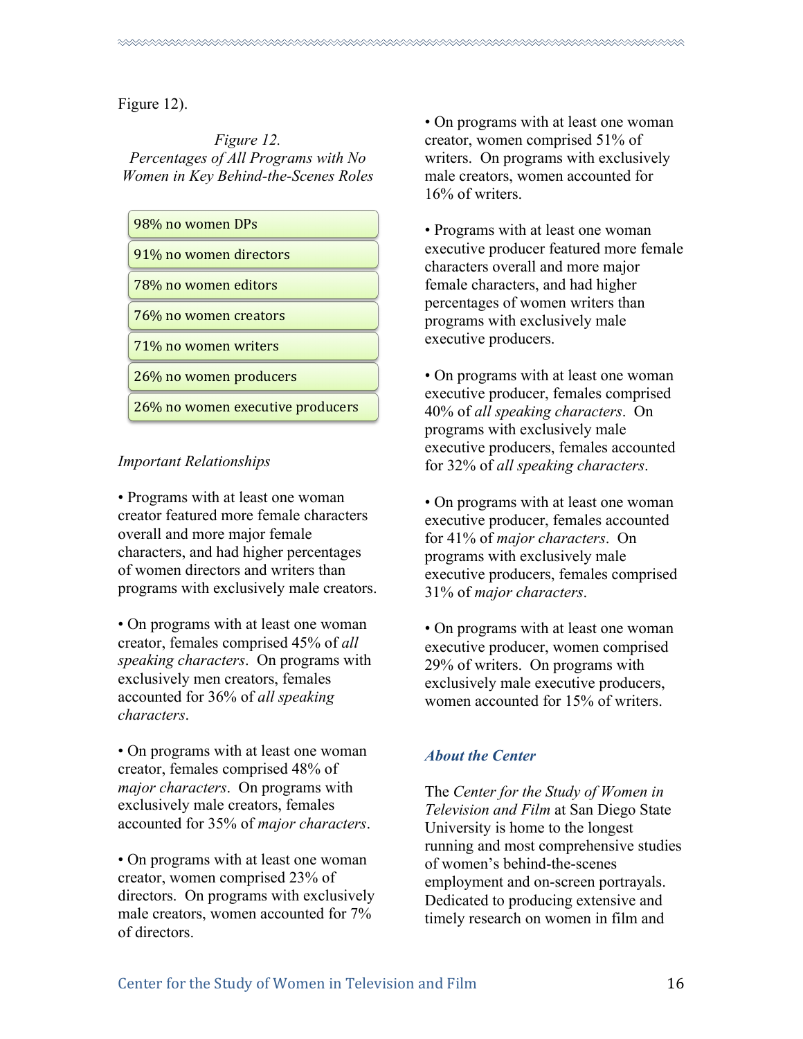Figure 12).

*Figure 12.*
*Percentages of All Programs with No Women in Key Behind-the-Scenes Roles*

- 98% no women DPs
- 91% no women directors
- 78% no women editors
- 76% no women creators
- 71% no women writers
- 26% no women producers
- 26% no women executive producers

*Important Relationships*

• Programs with at least one woman creator featured more female characters overall and more major female characters, and had higher percentages of women directors and writers than programs with exclusively male creators.

• On programs with at least one woman creator, females comprised 45% of *all speaking characters*. On programs with exclusively men creators, females accounted for 36% of *all speaking characters*.

• On programs with at least one woman creator, females comprised 48% of *major characters*. On programs with exclusively male creators, females accounted for 35% of *major characters*.

• On programs with at least one woman creator, women comprised 23% of directors. On programs with exclusively male creators, women accounted for 7% of directors.

• On programs with at least one woman creator, women comprised 51% of writers. On programs with exclusively male creators, women accounted for 16% of writers.

• Programs with at least one woman executive producer featured more female characters overall and more major female characters, and had higher percentages of women writers than programs with exclusively male executive producers.

• On programs with at least one woman executive producer, females comprised 40% of *all speaking characters*. On programs with exclusively male executive producers, females accounted for 32% of *all speaking characters*.

• On programs with at least one woman executive producer, females accounted for 41% of *major characters*. On programs with exclusively male executive producers, females comprised 31% of *major characters*.

• On programs with at least one woman executive producer, women comprised 29% of writers. On programs with exclusively male executive producers, women accounted for 15% of writers.

### *About the Center*

The *Center for the Study of Women in Television and Film* at San Diego State University is home to the longest running and most comprehensive studies of women's behind-the-scenes employment and on-screen portrayals. Dedicated to producing extensive and timely research on women in film and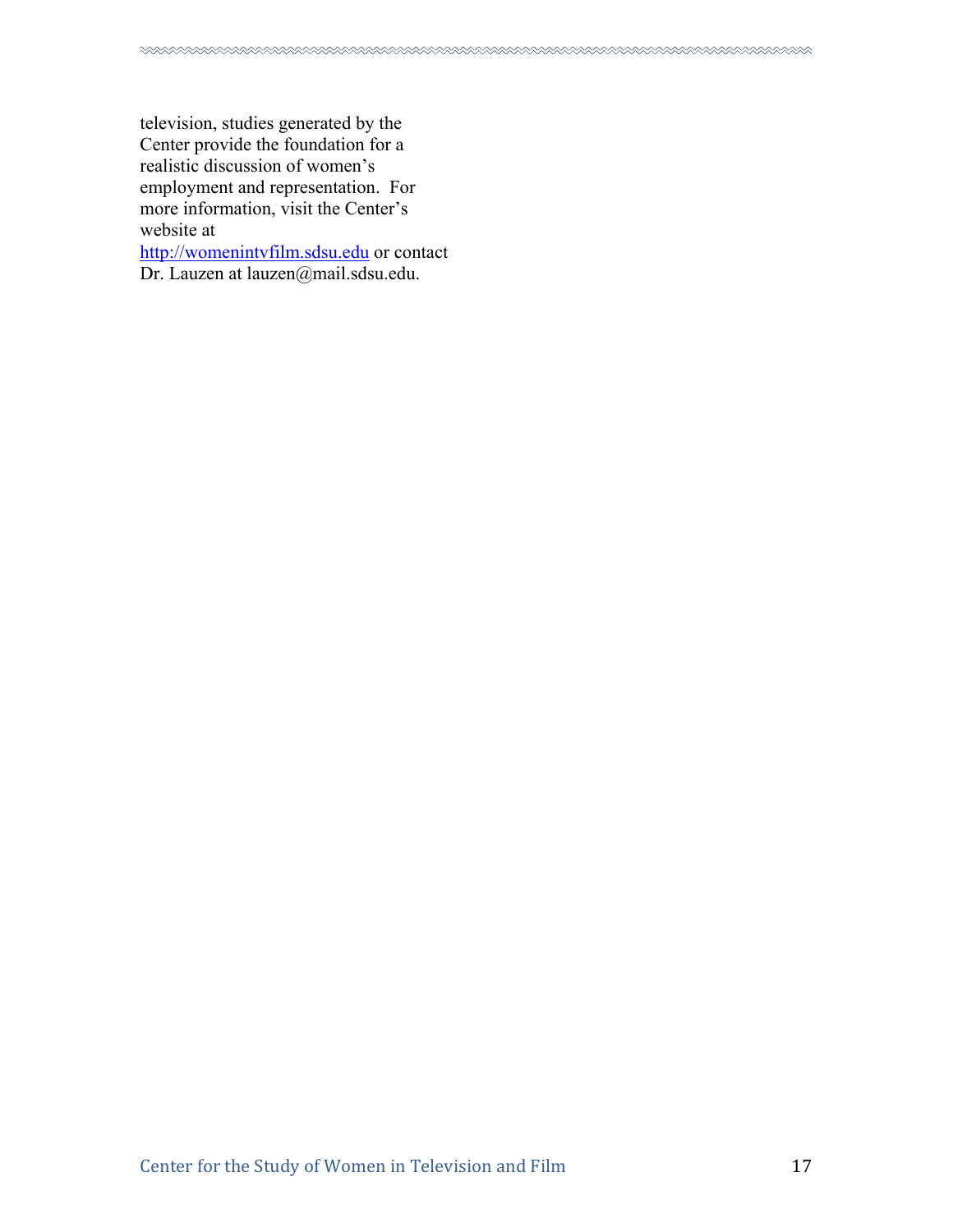television, studies generated by the Center provide the foundation for a realistic discussion of women's employment and representation. For more information, visit the Center's website at http://womenintvfilm.sdsu.edu or contact Dr. Lauzen at lauzen@mail.sdsu.edu.